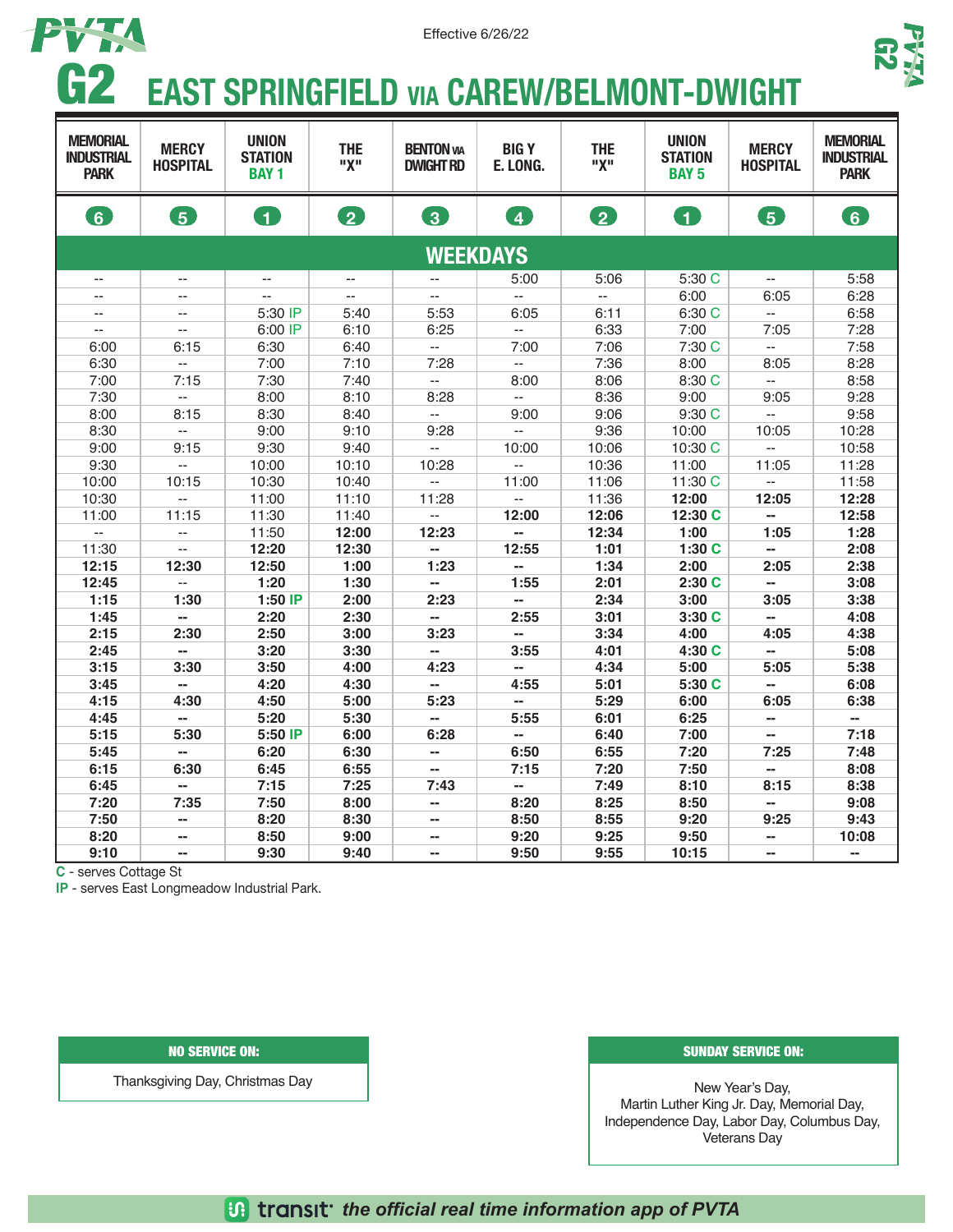Effective 6/26/22

# G2 EAST SPRINGFIELD VIA CAREW/BELMONT-DWIGHT

| MEMORIAL INDUSTRIAL PARK | MERCY HOSPITAL | UNION STATION BAY 1 | THE "X" | BENTON VIA DWIGHT RD | BIG Y E. LONG. | THE "X" | UNION STATION BAY 5 | MERCY HOSPITAL | MEMORIAL INDUSTRIAL PARK |
|---|---|---|---|---|---|---|---|---|---|
| 6 | 5 | 1 | 2 | 3 | 4 | 2 | 1 | 5 | 6 |
| **WEEKDAYS** | | | | | | | | | |
| -- | -- | -- | -- | -- | 5:00 | 5:06 | 5:30 C | -- | 5:58 |
| -- | -- | -- | -- | -- | -- | -- | 6:00 | 6:05 | 6:28 |
| -- | -- | 5:30 IP | 5:40 | 5:53 | 6:05 | 6:11 | 6:30 C | -- | 6:58 |
| -- | -- | 6:00 IP | 6:10 | 6:25 | -- | 6:33 | 7:00 | 7:05 | 7:28 |
| 6:00 | 6:15 | 6:30 | 6:40 | -- | 7:00 | 7:06 | 7:30 C | -- | 7:58 |
| 6:30 | -- | 7:00 | 7:10 | 7:28 | -- | 7:36 | 8:00 | 8:05 | 8:28 |
| 7:00 | 7:15 | 7:30 | 7:40 | -- | 8:00 | 8:06 | 8:30 C | -- | 8:58 |
| 7:30 | -- | 8:00 | 8:10 | 8:28 | -- | 8:36 | 9:00 | 9:05 | 9:28 |
| 8:00 | 8:15 | 8:30 | 8:40 | -- | 9:00 | 9:06 | 9:30 C | -- | 9:58 |
| 8:30 | -- | 9:00 | 9:10 | 9:28 | -- | 9:36 | 10:00 | 10:05 | 10:28 |
| 9:00 | 9:15 | 9:30 | 9:40 | -- | 10:00 | 10:06 | 10:30 C | -- | 10:58 |
| 9:30 | -- | 10:00 | 10:10 | 10:28 | -- | 10:36 | 11:00 | 11:05 | 11:28 |
| 10:00 | 10:15 | 10:30 | 10:40 | -- | 11:00 | 11:06 | 11:30 C | -- | 11:58 |
| 10:30 | -- | 11:00 | 11:10 | 11:28 | -- | 11:36 | **12:00** | **12:05** | **12:28** |
| 11:00 | 11:15 | 11:30 | 11:40 | -- | **12:00** | **12:06** | **12:30 C** | -- | **12:58** |
| -- | -- | 11:50 | **12:00** | **12:23** | -- | **12:34** | **1:00** | **1:05** | **1:28** |
| 11:30 | -- | **12:20** | **12:30** | -- | **12:55** | **1:01** | **1:30 C** | -- | **2:08** |
| **12:15** | **12:30** | **12:50** | **1:00** | **1:23** | -- | **1:34** | **2:00** | **2:05** | **2:38** |
| **12:45** | -- | **1:20** | **1:30** | -- | **1:55** | **2:01** | **2:30 C** | -- | **3:08** |
| **1:15** | **1:30** | **1:50 IP** | **2:00** | **2:23** | -- | **2:34** | **3:00** | **3:05** | **3:38** |
| **1:45** | -- | **2:20** | **2:30** | -- | **2:55** | **3:01** | **3:30 C** | -- | **4:08** |
| **2:15** | **2:30** | **2:50** | **3:00** | **3:23** | -- | **3:34** | **4:00** | **4:05** | **4:38** |
| **2:45** | -- | **3:20** | **3:30** | -- | **3:55** | **4:01** | **4:30 C** | -- | **5:08** |
| **3:15** | **3:30** | **3:50** | **4:00** | **4:23** | -- | **4:34** | **5:00** | **5:05** | **5:38** |
| **3:45** | -- | **4:20** | **4:30** | -- | **4:55** | **5:01** | **5:30 C** | -- | **6:08** |
| **4:15** | **4:30** | **4:50** | **5:00** | **5:23** | -- | **5:29** | **6:00** | **6:05** | **6:38** |
| **4:45** | -- | **5:20** | **5:30** | -- | **5:55** | **6:01** | **6:25** | -- | -- |
| **5:15** | **5:30** | **5:50 IP** | **6:00** | **6:28** | -- | **6:40** | **7:00** | -- | **7:18** |
| **5:45** | -- | **6:20** | **6:30** | -- | **6:50** | **6:55** | **7:20** | **7:25** | **7:48** |
| **6:15** | **6:30** | **6:45** | **6:55** | -- | **7:15** | **7:20** | **7:50** | -- | **8:08** |
| **6:45** | -- | **7:15** | **7:25** | **7:43** | -- | **7:49** | **8:10** | **8:15** | **8:38** |
| **7:20** | **7:35** | **7:50** | **8:00** | -- | **8:20** | **8:25** | **8:50** | -- | **9:08** |
| **7:50** | -- | **8:20** | **8:30** | -- | **8:50** | **8:55** | **9:20** | **9:25** | **9:43** |
| **8:20** | -- | **8:50** | **9:00** | -- | **9:20** | **9:25** | **9:50** | -- | **10:08** |
| **9:10** | -- | **9:30** | **9:40** | -- | **9:50** | **9:55** | **10:15** | -- | -- |

**C** - serves Cottage St

**IP** - serves East Longmeadow Industrial Park.

**NO SERVICE ON:**

Thanksgiving Day, Christmas Day

**SUNDAY SERVICE ON:**

New Year's Day, Martin Luther King Jr. Day, Memorial Day, Independence Day, Labor Day, Columbus Day, Veterans Day

transit *the official real time information app of PVTA*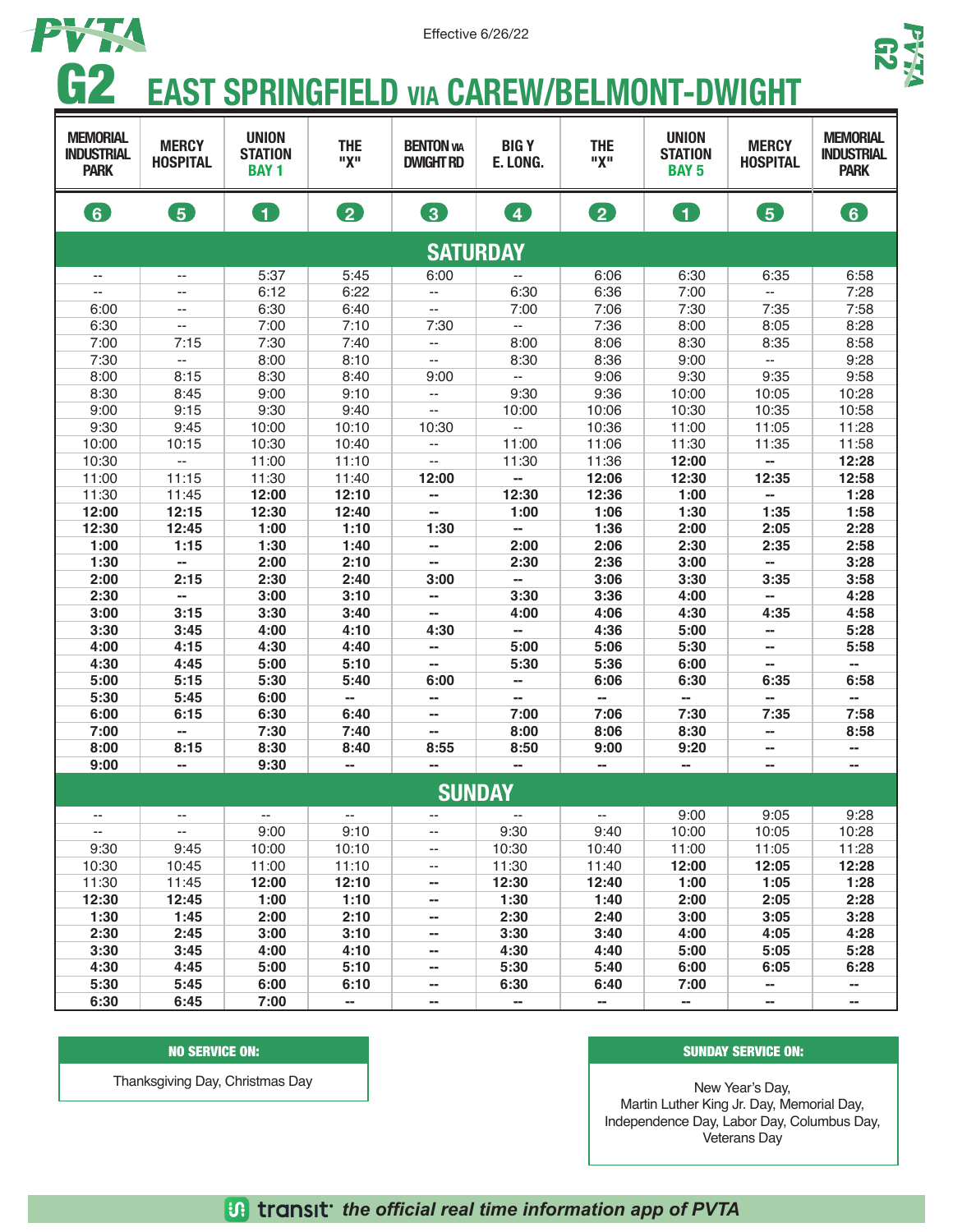PVTA

Effective 6/26/22

# G2 EAST SPRINGFIELD VIA CAREW/BELMONT-DWIGHT

| MEMORIAL INDUSTRIAL PARK | MERCY HOSPITAL | UNION STATION BAY 1 | THE "X" | BENTON VIA DWIGHT RD | BIG Y E. LONG. | THE "X" | UNION STATION BAY 5 | MERCY HOSPITAL | MEMORIAL INDUSTRIAL PARK |
|---|---|---|---|---|---|---|---|---|---|
| 6 | 5 | 1 | 2 | 3 | 4 | 2 | 1 | 5 | 6 |
| **SATURDAY** | | | | | | | | | |
| -- | -- | 5:37 | 5:45 | 6:00 | -- | 6:06 | 6:30 | 6:35 | 6:58 |
| -- | -- | 6:12 | 6:22 | -- | 6:30 | 6:36 | 7:00 | -- | 7:28 |
| 6:00 | -- | 6:30 | 6:40 | -- | 7:00 | 7:06 | 7:30 | 7:35 | 7:58 |
| 6:30 | -- | 7:00 | 7:10 | 7:30 | -- | 7:36 | 8:00 | 8:05 | 8:28 |
| 7:00 | 7:15 | 7:30 | 7:40 | -- | 8:00 | 8:06 | 8:30 | 8:35 | 8:58 |
| 7:30 | -- | 8:00 | 8:10 | -- | 8:30 | 8:36 | 9:00 | -- | 9:28 |
| 8:00 | 8:15 | 8:30 | 8:40 | 9:00 | -- | 9:06 | 9:30 | 9:35 | 9:58 |
| 8:30 | 8:45 | 9:00 | 9:10 | -- | 9:30 | 9:36 | 10:00 | 10:05 | 10:28 |
| 9:00 | 9:15 | 9:30 | 9:40 | -- | 10:00 | 10:06 | 10:30 | 10:35 | 10:58 |
| 9:30 | 9:45 | 10:00 | 10:10 | 10:30 | -- | 10:36 | 11:00 | 11:05 | 11:28 |
| 10:00 | 10:15 | 10:30 | 10:40 | -- | 11:00 | 11:06 | 11:30 | 11:35 | 11:58 |
| 10:30 | -- | 11:00 | 11:10 | -- | 11:30 | 11:36 | **12:00** | **--** | **12:28** |
| 11:00 | 11:15 | 11:30 | 11:40 | **12:00** | **--** | **12:06** | **12:30** | **12:35** | **12:58** |
| 11:30 | 11:45 | **12:00** | **12:10** | **--** | **12:30** | **12:36** | **1:00** | **--** | **1:28** |
| **12:00** | **12:15** | **12:30** | **12:40** | **--** | **1:00** | **1:06** | **1:30** | **1:35** | **1:58** |
| **12:30** | **12:45** | **1:00** | **1:10** | **1:30** | **--** | **1:36** | **2:00** | **2:05** | **2:28** |
| **1:00** | **1:15** | **1:30** | **1:40** | **--** | **2:00** | **2:06** | **2:30** | **2:35** | **2:58** |
| **1:30** | **--** | **2:00** | **2:10** | **--** | **2:30** | **2:36** | **3:00** | **--** | **3:28** |
| **2:00** | **2:15** | **2:30** | **2:40** | **3:00** | **--** | **3:06** | **3:30** | **3:35** | **3:58** |
| **2:30** | **--** | **3:00** | **3:10** | **--** | **3:30** | **3:36** | **4:00** | **--** | **4:28** |
| **3:00** | **3:15** | **3:30** | **3:40** | **--** | **4:00** | **4:06** | **4:30** | **4:35** | **4:58** |
| **3:30** | **3:45** | **4:00** | **4:10** | **4:30** | **--** | **4:36** | **5:00** | **--** | **5:28** |
| **4:00** | **4:15** | **4:30** | **4:40** | **--** | **5:00** | **5:06** | **5:30** | **--** | **5:58** |
| **4:30** | **4:45** | **5:00** | **5:10** | **--** | **5:30** | **5:36** | **6:00** | **--** | **--** |
| **5:00** | **5:15** | **5:30** | **5:40** | **6:00** | **--** | **6:06** | **6:30** | **6:35** | **6:58** |
| **5:30** | **5:45** | **6:00** | **--** | **--** | **--** | **--** | **--** | **--** | **--** |
| **6:00** | **6:15** | **6:30** | **6:40** | **--** | **7:00** | **7:06** | **7:30** | **7:35** | **7:58** |
| **7:00** | **--** | **7:30** | **7:40** | **--** | **8:00** | **8:06** | **8:30** | **--** | **8:58** |
| **8:00** | **8:15** | **8:30** | **8:40** | **8:55** | **8:50** | **9:00** | **9:20** | **--** | **--** |
| **9:00** | **--** | **9:30** | **--** | **--** | **--** | **--** | **--** | **--** | **--** |
| **SUNDAY** | | | | | | | | | |
| -- | -- | -- | -- | -- | -- | -- | 9:00 | 9:05 | 9:28 |
| -- | -- | 9:00 | 9:10 | -- | 9:30 | 9:40 | 10:00 | 10:05 | 10:28 |
| 9:30 | 9:45 | 10:00 | 10:10 | -- | 10:30 | 10:40 | 11:00 | 11:05 | 11:28 |
| 10:30 | 10:45 | 11:00 | 11:10 | -- | 11:30 | 11:40 | **12:00** | **12:05** | **12:28** |
| 11:30 | 11:45 | **12:00** | **12:10** | **--** | **12:30** | **12:40** | **1:00** | **1:05** | **1:28** |
| **12:30** | **12:45** | **1:00** | **1:10** | **--** | **1:30** | **1:40** | **2:00** | **2:05** | **2:28** |
| **1:30** | **1:45** | **2:00** | **2:10** | **--** | **2:30** | **2:40** | **3:00** | **3:05** | **3:28** |
| **2:30** | **2:45** | **3:00** | **3:10** | **--** | **3:30** | **3:40** | **4:00** | **4:05** | **4:28** |
| **3:30** | **3:45** | **4:00** | **4:10** | **--** | **4:30** | **4:40** | **5:00** | **5:05** | **5:28** |
| **4:30** | **4:45** | **5:00** | **5:10** | **--** | **5:30** | **5:40** | **6:00** | **6:05** | **6:28** |
| **5:30** | **5:45** | **6:00** | **6:10** | **--** | **6:30** | **6:40** | **7:00** | **--** | **--** |
| **6:30** | **6:45** | **7:00** | **--** | **--** | **--** | **--** | **--** | **--** | **--** |

| NO SERVICE ON: |
|---|
| Thanksgiving Day, Christmas Day |

| SUNDAY SERVICE ON: |
|---|
| New Year's Day, Martin Luther King Jr. Day, Memorial Day, Independence Day, Labor Day, Columbus Day, Veterans Day |

transit *the official real time information app of PVTA*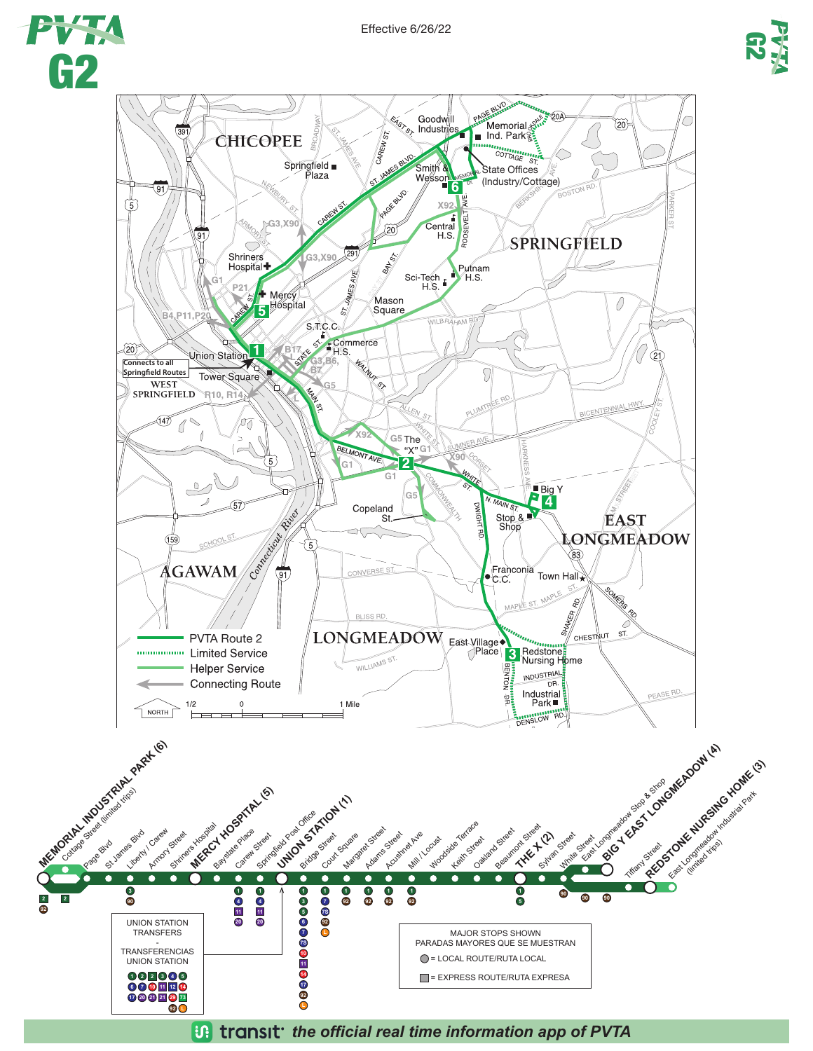# PVTA G2

Effective 6/26/22

- PVTA Route 2
- Limited Service
- Helper Service
- Connecting Route

1/2 — 0 — 1 Mile

NORTH

Connects to all Springfield Routes

## Major Stops

MEMORIAL INDUSTRIAL PARK (6) — Cottage Street (limited trips) — Page Blvd — St James Blvd — Liberty / Carew — Armory Street — Shriners Hospital — MERCY HOSPITAL (5) — Baystate Place — Carew Street — Springfield Post Office — UNION STATION (1) — Bridge Street — Court Square — Margaret Street — Adams Street — Acushnet Ave — Mill / Locust — Woodside Terrace — Keith Street — Oakland Street — Beaumont Street — THE X (2) — Sylvan Street — White Street — East Longmeadow Stop & Shop — BIG Y EAST LONGMEADOW (4) — Tiffany Street — REDSTONE NURSING HOME (3) — East Longmeadow Industrial Park (limited trips)

UNION STATION TRANSFERS - TRANSFERENCIAS UNION STATION: 1, 2, 2, 3, 4, 5, 6, 7, 10, 11, 12, 14, 17, 20, 21, 21, 29, 73, 92, L

MAJOR STOPS SHOWN
PARADAS MAYORES QUE SE MUESTRAN

- ○ = LOCAL ROUTE/RUTA LOCAL
- ▢ = EXPRESS ROUTE/RUTA EXPRESA

transit · *the official real time information app of PVTA*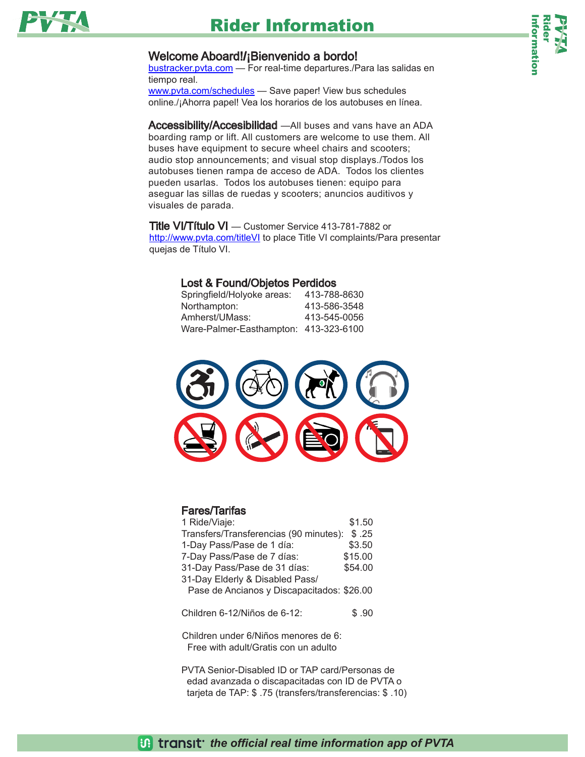# Rider Information

## Welcome Aboard!/¡Bienvenido a bordo!

bustracker.pvta.com — For real-time departures./Para las salidas en tiempo real.

www.pvta.com/schedules — Save paper! View bus schedules online./¡Ahorra papel! Vea los horarios de los autobuses en línea.

**Accessibility/Accesibilidad** —All buses and vans have an ADA boarding ramp or lift. All customers are welcome to use them. All buses have equipment to secure wheel chairs and scooters; audio stop announcements; and visual stop displays./Todos los autobuses tienen rampa de acceso de ADA. Todos los clientes pueden usarlas. Todos los autobuses tienen: equipo para aseguar las sillas de ruedas y scooters; anuncios auditivos y visuales de parada.

**Title VI/Título VI** — Customer Service 413-781-7882 or http://www.pvta.com/titleVI to place Title VI complaints/Para presentar quejas de Título VI.

### Lost & Found/Objetos Perdidos

| | |
|---|---|
| Springfield/Holyoke areas: | 413-788-8630 |
| Northampton: | 413-586-3548 |
| Amherst/UMass: | 413-545-0056 |
| Ware-Palmer-Easthampton: | 413-323-6100 |

### Fares/Tarifas

| | |
|---|---|
| 1 Ride/Viaje: | $1.50 |
| Transfers/Transferencias (90 minutes): | $ .25 |
| 1-Day Pass/Pase de 1 día: | $3.50 |
| 7-Day Pass/Pase de 7 días: | $15.00 |
| 31-Day Pass/Pase de 31 días: | $54.00 |
| 31-Day Elderly & Disabled Pass/ Pase de Ancianos y Discapacitados: | $26.00 |
| Children 6-12/Niños de 6-12: | $ .90 |

Children under 6/Niños menores de 6: Free with adult/Gratis con un adulto

PVTA Senior-Disabled ID or TAP card/Personas de edad avanzada o discapacitadas con ID de PVTA o tarjeta de TAP: $ .75 (transfers/transferencias: $ .10)

transit *the official real time information app of PVTA*